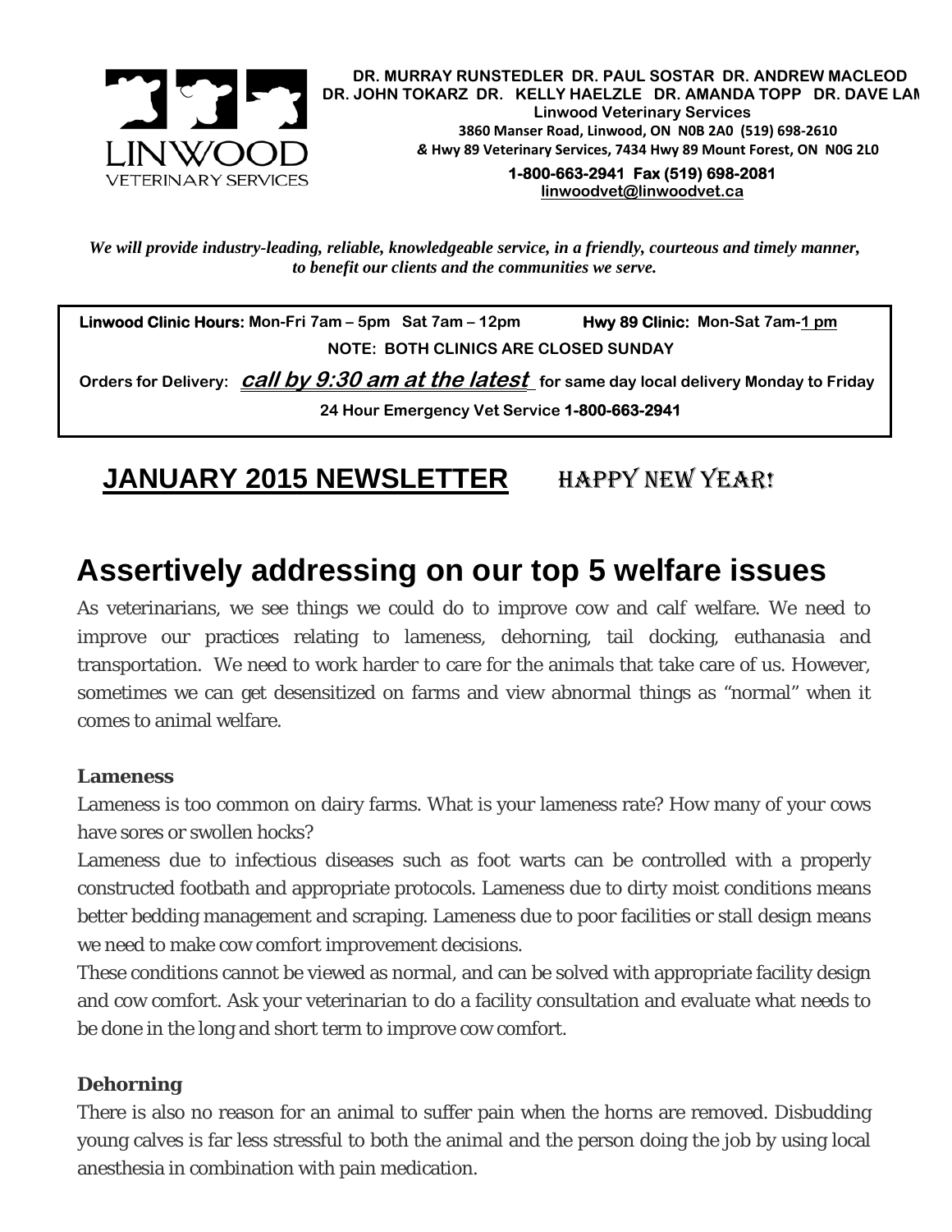DR. MURRAY RUNSTEDLER DR. PAUL SOSTAR DR. ANDREW MACLEOD
DR. JOHN TOKARZ DR. KELLY HAELZLE DR. AMANDA TOPP DR. DAVE LAM

**Linwood Veterinary Services**
3860 Manser Road, Linwood, ON N0B 2A0 (519) 698-2610
& Hwy 89 Veterinary Services, 7434 Hwy 89 Mount Forest, ON N0G 2L0
**1-800-663-2941 Fax (519) 698-2081**
linwoodvet@linwoodvet.ca

***We will provide industry-leading, reliable, knowledgeable service, in a friendly, courteous and timely manner, to benefit our clients and the communities we serve.***

**Linwood Clinic Hours:** Mon-Fri 7am – 5pm Sat 7am – 12pm **Hwy 89 Clinic:** Mon-Sat 7am-1 pm

**NOTE: BOTH CLINICS ARE CLOSED SUNDAY**

**Orders for Delivery:** ***call by 9:30 am at the latest*** **for same day local delivery Monday to Friday**

**24 Hour Emergency Vet Service 1-800-663-2941**

## JANUARY 2015 NEWSLETTER HAPPY NEW YEAR!

# Assertively addressing on our top 5 welfare issues

As veterinarians, we see things we could do to improve cow and calf welfare. We need to improve our practices relating to lameness, dehorning, tail docking, euthanasia and transportation. We need to work harder to care for the animals that take care of us. However, sometimes we can get desensitized on farms and view abnormal things as "normal" when it comes to animal welfare.

### Lameness

Lameness is too common on dairy farms. What is your lameness rate? How many of your cows have sores or swollen hocks?

Lameness due to infectious diseases such as foot warts can be controlled with a properly constructed footbath and appropriate protocols. Lameness due to dirty moist conditions means better bedding management and scraping. Lameness due to poor facilities or stall design means we need to make cow comfort improvement decisions.

These conditions cannot be viewed as normal, and can be solved with appropriate facility design and cow comfort. Ask your veterinarian to do a facility consultation and evaluate what needs to be done in the long and short term to improve cow comfort.

### Dehorning

There is also no reason for an animal to suffer pain when the horns are removed. Disbudding young calves is far less stressful to both the animal and the person doing the job by using local anesthesia in combination with pain medication.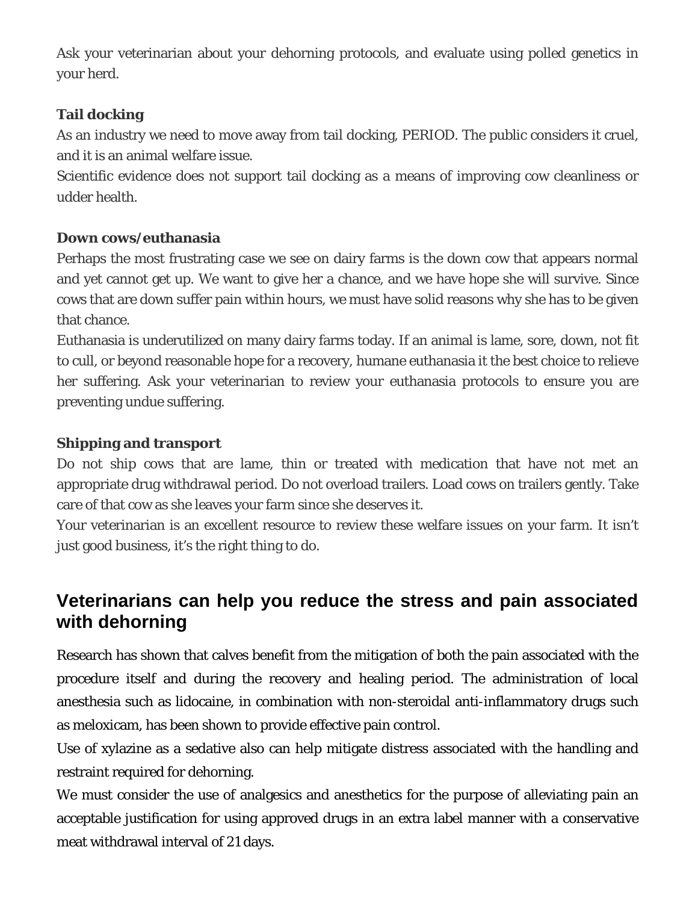Ask your veterinarian about your dehorning protocols, and evaluate using polled genetics in your herd.

**Tail docking**

As an industry we need to move away from tail docking, PERIOD. The public considers it cruel, and it is an animal welfare issue.

Scientific evidence does not support tail docking as a means of improving cow cleanliness or udder health.

**Down cows/euthanasia**

Perhaps the most frustrating case we see on dairy farms is the down cow that appears normal and yet cannot get up. We want to give her a chance, and we have hope she will survive. Since cows that are down suffer pain within hours, we must have solid reasons why she has to be given that chance.

Euthanasia is underutilized on many dairy farms today. If an animal is lame, sore, down, not fit to cull, or beyond reasonable hope for a recovery, humane euthanasia it the best choice to relieve her suffering. Ask your veterinarian to review your euthanasia protocols to ensure you are preventing undue suffering.

**Shipping and transport**

Do not ship cows that are lame, thin or treated with medication that have not met an appropriate drug withdrawal period. Do not overload trailers. Load cows on trailers gently. Take care of that cow as she leaves your farm since she deserves it.

Your veterinarian is an excellent resource to review these welfare issues on your farm. It isn't just good business, it's the right thing to do.

## Veterinarians can help you reduce the stress and pain associated with dehorning

Research has shown that calves benefit from the mitigation of both the pain associated with the procedure itself and during the recovery and healing period. The administration of local anesthesia such as lidocaine, in combination with non-steroidal anti-inflammatory drugs such as meloxicam, has been shown to provide effective pain control.

Use of xylazine as a sedative also can help mitigate distress associated with the handling and restraint required for dehorning.

We must consider the use of analgesics and anesthetics for the purpose of alleviating pain an acceptable justification for using approved drugs in an extra label manner with a conservative meat withdrawal interval of 21 days.